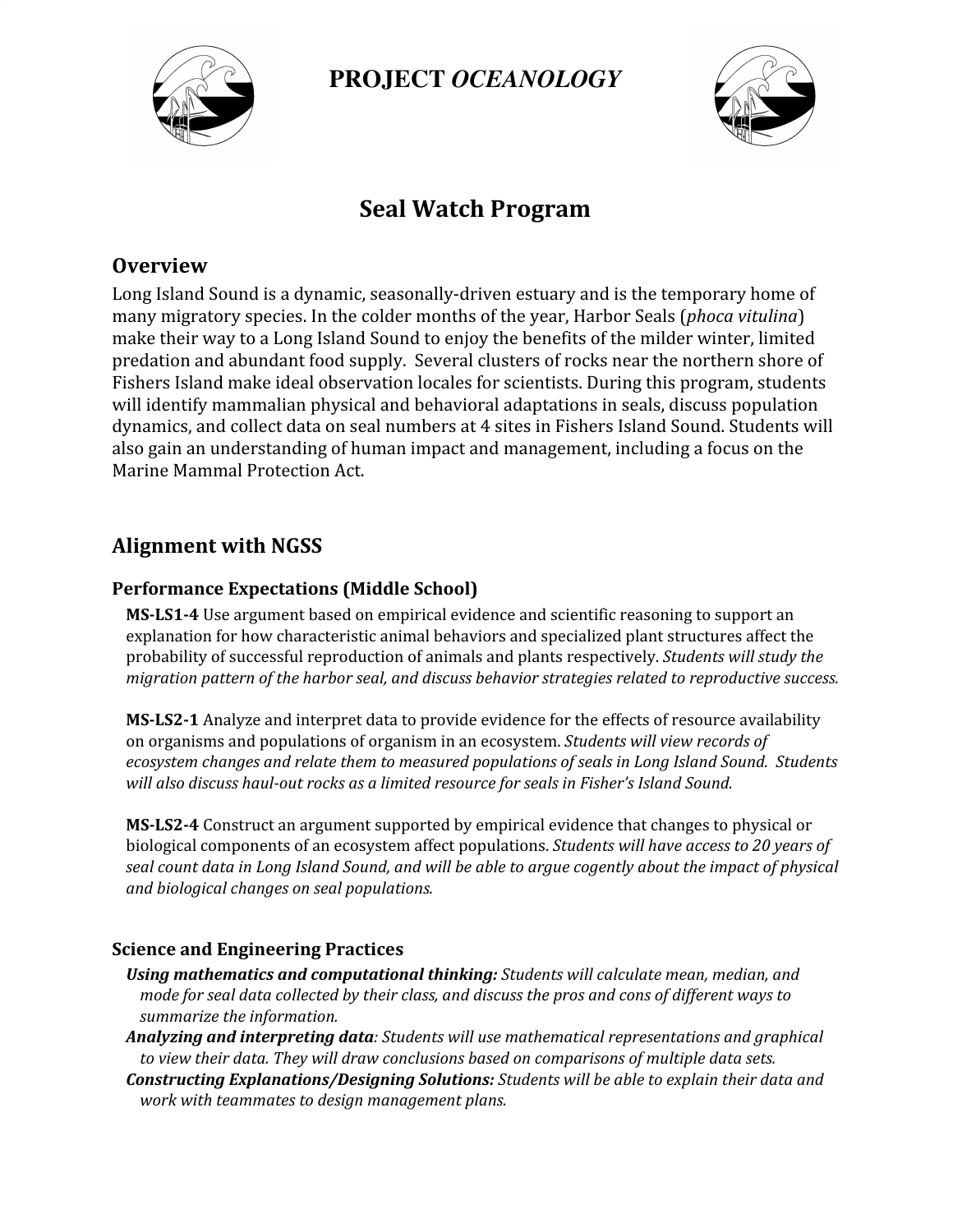# PROJECT *OCEANOLOGY*

## Seal Watch Program

### Overview

Long Island Sound is a dynamic, seasonally-driven estuary and is the temporary home of many migratory species. In the colder months of the year, Harbor Seals (*phoca vitulina*) make their way to a Long Island Sound to enjoy the benefits of the milder winter, limited predation and abundant food supply. Several clusters of rocks near the northern shore of Fishers Island make ideal observation locales for scientists. During this program, students will identify mammalian physical and behavioral adaptations in seals, discuss population dynamics, and collect data on seal numbers at 4 sites in Fishers Island Sound. Students will also gain an understanding of human impact and management, including a focus on the Marine Mammal Protection Act.

### Alignment with NGSS

#### Performance Expectations (Middle School)

**MS-LS1-4** Use argument based on empirical evidence and scientific reasoning to support an explanation for how characteristic animal behaviors and specialized plant structures affect the probability of successful reproduction of animals and plants respectively. *Students will study the migration pattern of the harbor seal, and discuss behavior strategies related to reproductive success.*

**MS-LS2-1** Analyze and interpret data to provide evidence for the effects of resource availability on organisms and populations of organism in an ecosystem. *Students will view records of ecosystem changes and relate them to measured populations of seals in Long Island Sound. Students will also discuss haul-out rocks as a limited resource for seals in Fisher's Island Sound.*

**MS-LS2-4** Construct an argument supported by empirical evidence that changes to physical or biological components of an ecosystem affect populations. *Students will have access to 20 years of seal count data in Long Island Sound, and will be able to argue cogently about the impact of physical and biological changes on seal populations.*

#### Science and Engineering Practices

***Using mathematics and computational thinking:*** *Students will calculate mean, median, and mode for seal data collected by their class, and discuss the pros and cons of different ways to summarize the information.*

***Analyzing and interpreting data****: Students will use mathematical representations and graphical to view their data. They will draw conclusions based on comparisons of multiple data sets.*

***Constructing Explanations/Designing Solutions:*** *Students will be able to explain their data and work with teammates to design management plans.*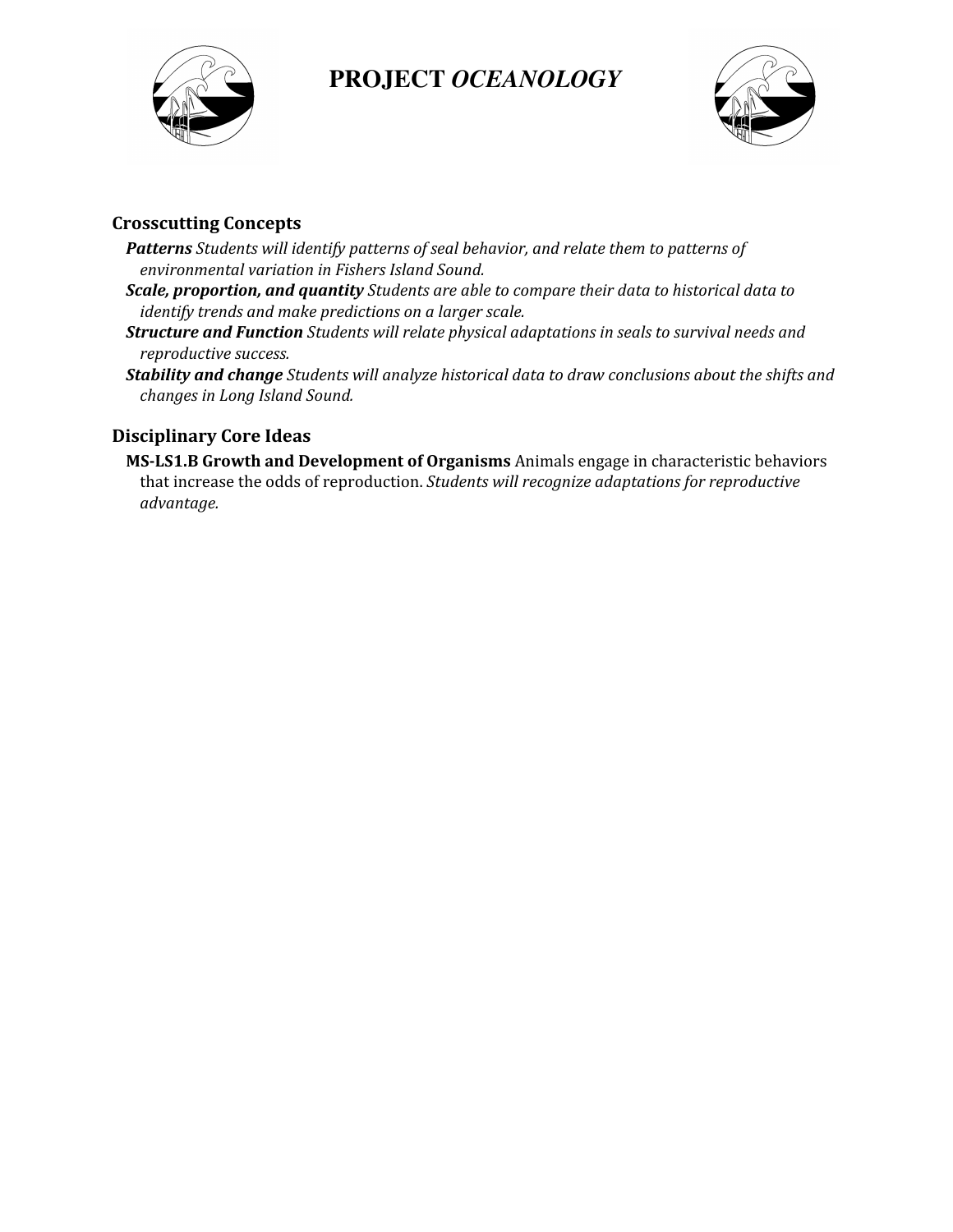## Crosscutting Concepts

***Patterns*** *Students will identify patterns of seal behavior, and relate them to patterns of environmental variation in Fishers Island Sound.*

***Scale, proportion, and quantity*** *Students are able to compare their data to historical data to identify trends and make predictions on a larger scale.*

***Structure and Function*** *Students will relate physical adaptations in seals to survival needs and reproductive success.*

***Stability and change*** *Students will analyze historical data to draw conclusions about the shifts and changes in Long Island Sound.*

## Disciplinary Core Ideas

**MS-LS1.B Growth and Development of Organisms** Animals engage in characteristic behaviors that increase the odds of reproduction. *Students will recognize adaptations for reproductive advantage.*